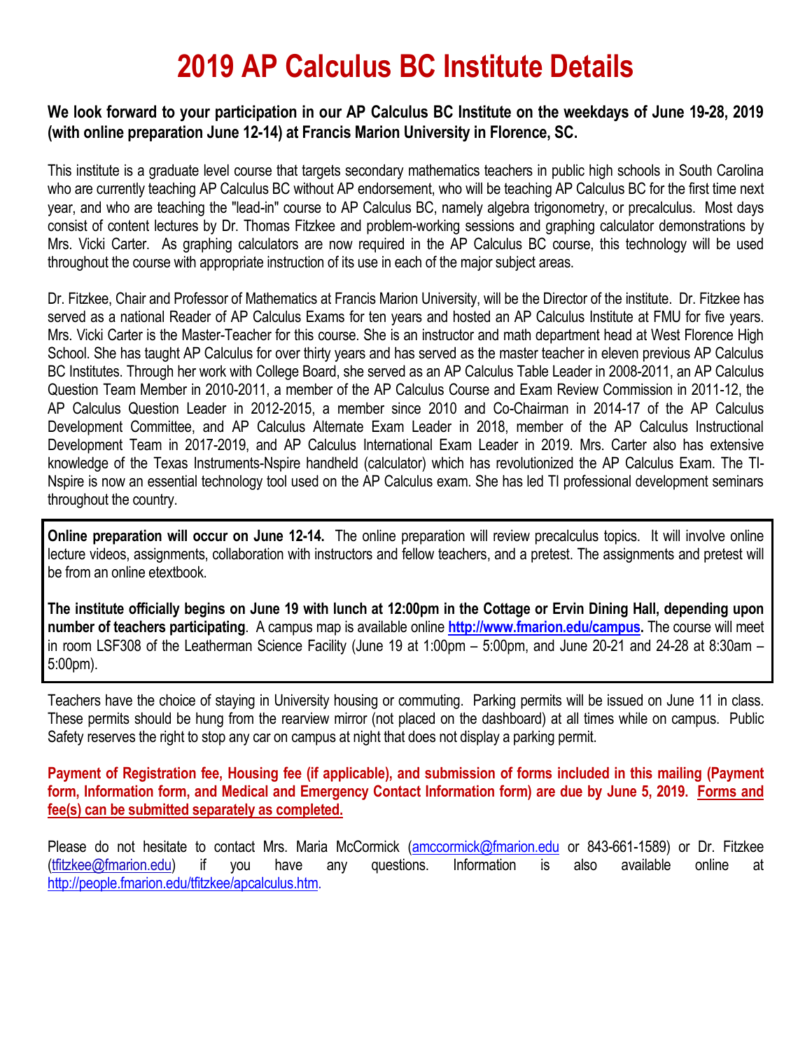# 2019 AP Calculus BC Institute Details

**We look forward to your participation in our AP Calculus BC Institute on the weekdays of June 19-28, 2019 (with online preparation June 12-14) at Francis Marion University in Florence, SC.**

This institute is a graduate level course that targets secondary mathematics teachers in public high schools in South Carolina who are currently teaching AP Calculus BC without AP endorsement, who will be teaching AP Calculus BC for the first time next year, and who are teaching the "lead-in" course to AP Calculus BC, namely algebra trigonometry, or precalculus. Most days consist of content lectures by Dr. Thomas Fitzkee and problem-working sessions and graphing calculator demonstrations by Mrs. Vicki Carter. As graphing calculators are now required in the AP Calculus BC course, this technology will be used throughout the course with appropriate instruction of its use in each of the major subject areas.

Dr. Fitzkee, Chair and Professor of Mathematics at Francis Marion University, will be the Director of the institute. Dr. Fitzkee has served as a national Reader of AP Calculus Exams for ten years and hosted an AP Calculus Institute at FMU for five years. Mrs. Vicki Carter is the Master-Teacher for this course. She is an instructor and math department head at West Florence High School. She has taught AP Calculus for over thirty years and has served as the master teacher in eleven previous AP Calculus BC Institutes. Through her work with College Board, she served as an AP Calculus Table Leader in 2008-2011, an AP Calculus Question Team Member in 2010-2011, a member of the AP Calculus Course and Exam Review Commission in 2011-12, the AP Calculus Question Leader in 2012-2015, a member since 2010 and Co-Chairman in 2014-17 of the AP Calculus Development Committee, and AP Calculus Alternate Exam Leader in 2018, member of the AP Calculus Instructional Development Team in 2017-2019, and AP Calculus International Exam Leader in 2019. Mrs. Carter also has extensive knowledge of the Texas Instruments-Nspire handheld (calculator) which has revolutionized the AP Calculus Exam. The TI-Nspire is now an essential technology tool used on the AP Calculus exam. She has led TI professional development seminars throughout the country.

**Online preparation will occur on June 12-14.** The online preparation will review precalculus topics. It will involve online lecture videos, assignments, collaboration with instructors and fellow teachers, and a pretest. The assignments and pretest will be from an online etextbook.

**The institute officially begins on June 19 with lunch at 12:00pm in the Cottage or Ervin Dining Hall, depending upon number of teachers participating**. A campus map is available online **http://www.fmarion.edu/campus.** The course will meet in room LSF308 of the Leatherman Science Facility (June 19 at 1:00pm – 5:00pm, and June 20-21 and 24-28 at 8:30am – 5:00pm).

Teachers have the choice of staying in University housing or commuting. Parking permits will be issued on June 11 in class. These permits should be hung from the rearview mirror (not placed on the dashboard) at all times while on campus. Public Safety reserves the right to stop any car on campus at night that does not display a parking permit.

**Payment of Registration fee, Housing fee (if applicable), and submission of forms included in this mailing (Payment form, Information form, and Medical and Emergency Contact Information form) are due by June 5, 2019. Forms and fee(s) can be submitted separately as completed.**

Please do not hesitate to contact Mrs. Maria McCormick (amccormick@fmarion.edu or 843-661-1589) or Dr. Fitzkee (tfitzkee@fmarion.edu) if you have any questions. Information is also available online at http://people.fmarion.edu/tfitzkee/apcalculus.htm.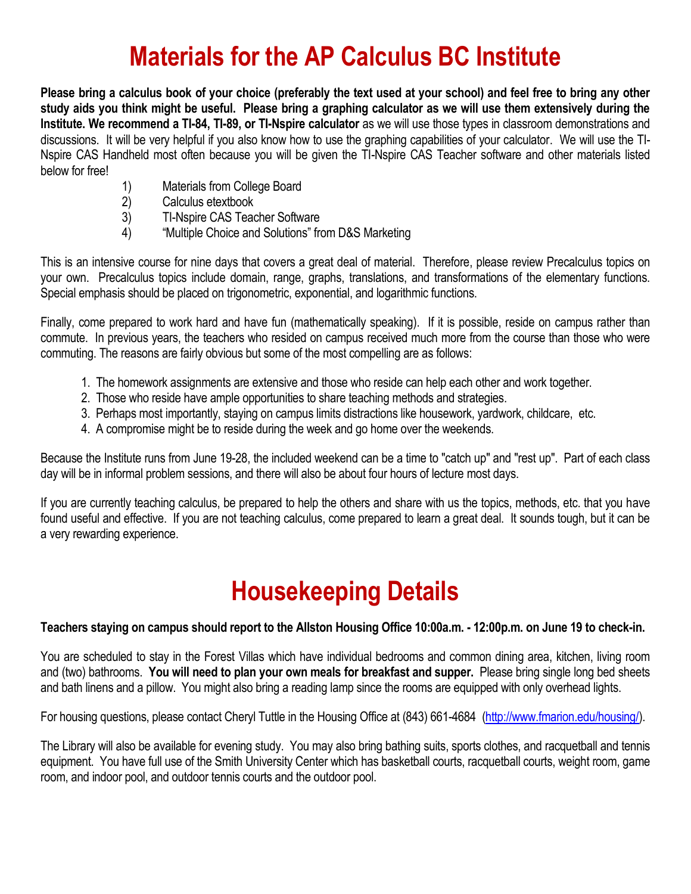# Materials for the AP Calculus BC Institute

**Please bring a calculus book of your choice (preferably the text used at your school) and feel free to bring any other study aids you think might be useful. Please bring a graphing calculator as we will use them extensively during the Institute. We recommend a TI-84, TI-89, or TI-Nspire calculator** as we will use those types in classroom demonstrations and discussions. It will be very helpful if you also know how to use the graphing capabilities of your calculator. We will use the TI-Nspire CAS Handheld most often because you will be given the TI-Nspire CAS Teacher software and other materials listed below for free!

1) Materials from College Board
2) Calculus etextbook
3) TI-Nspire CAS Teacher Software
4) "Multiple Choice and Solutions" from D&S Marketing

This is an intensive course for nine days that covers a great deal of material. Therefore, please review Precalculus topics on your own. Precalculus topics include domain, range, graphs, translations, and transformations of the elementary functions. Special emphasis should be placed on trigonometric, exponential, and logarithmic functions.

Finally, come prepared to work hard and have fun (mathematically speaking). If it is possible, reside on campus rather than commute. In previous years, the teachers who resided on campus received much more from the course than those who were commuting. The reasons are fairly obvious but some of the most compelling are as follows:

1. The homework assignments are extensive and those who reside can help each other and work together.
2. Those who reside have ample opportunities to share teaching methods and strategies.
3. Perhaps most importantly, staying on campus limits distractions like housework, yardwork, childcare, etc.
4. A compromise might be to reside during the week and go home over the weekends.

Because the Institute runs from June 19-28, the included weekend can be a time to "catch up" and "rest up". Part of each class day will be in informal problem sessions, and there will also be about four hours of lecture most days.

If you are currently teaching calculus, be prepared to help the others and share with us the topics, methods, etc. that you have found useful and effective. If you are not teaching calculus, come prepared to learn a great deal. It sounds tough, but it can be a very rewarding experience.

# Housekeeping Details

**Teachers staying on campus should report to the Allston Housing Office 10:00a.m. - 12:00p.m. on June 19 to check-in.**

You are scheduled to stay in the Forest Villas which have individual bedrooms and common dining area, kitchen, living room and (two) bathrooms. **You will need to plan your own meals for breakfast and supper.** Please bring single long bed sheets and bath linens and a pillow. You might also bring a reading lamp since the rooms are equipped with only overhead lights.

For housing questions, please contact Cheryl Tuttle in the Housing Office at (843) 661-4684 (http://www.fmarion.edu/housing/).

The Library will also be available for evening study. You may also bring bathing suits, sports clothes, and racquetball and tennis equipment. You have full use of the Smith University Center which has basketball courts, racquetball courts, weight room, game room, and indoor pool, and outdoor tennis courts and the outdoor pool.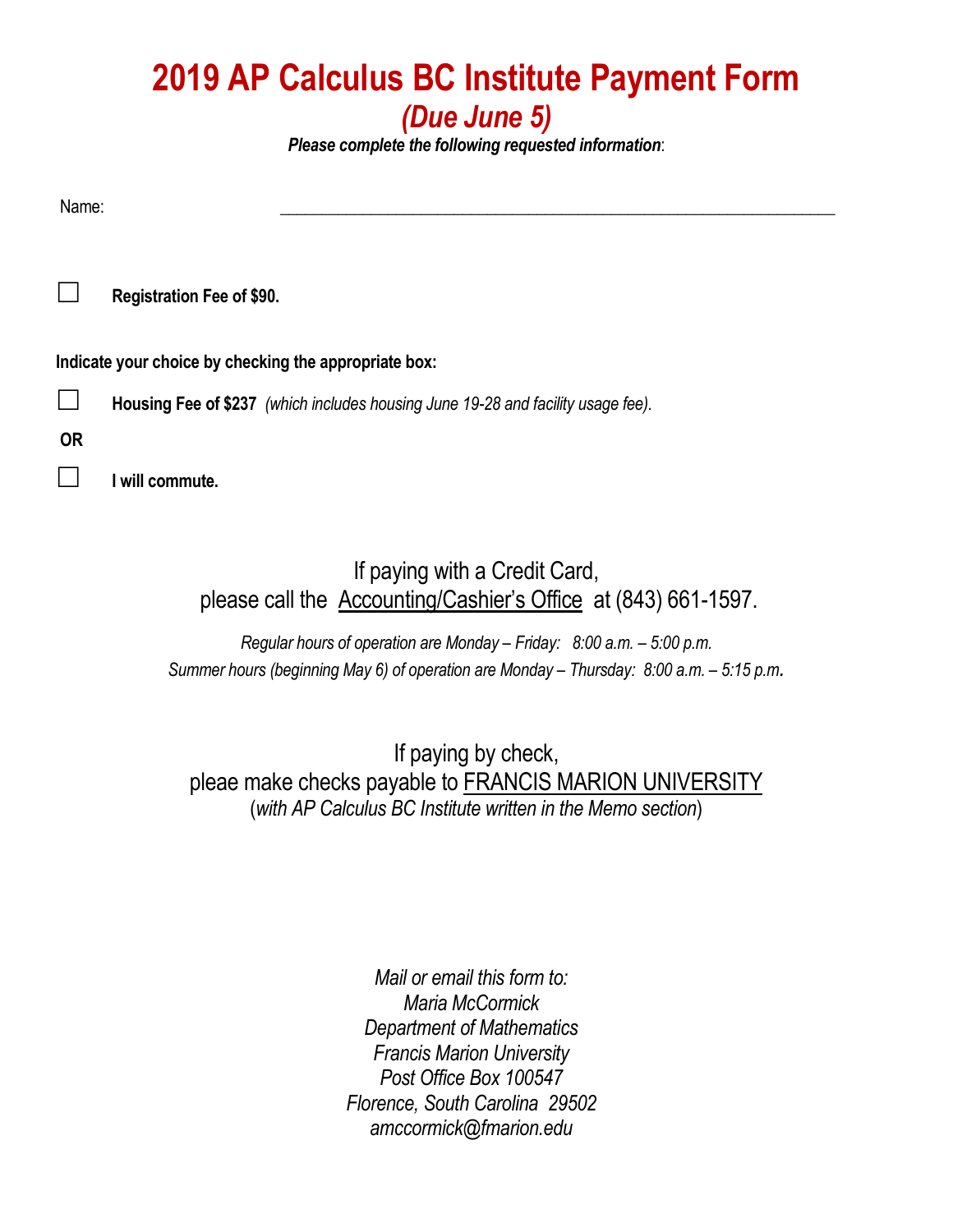# 2019 AP Calculus BC Institute Payment Form

## *(Due June 5)*

***Please complete the following requested information***:

Name: \_\_\_\_\_\_\_\_\_\_\_\_\_\_\_\_\_\_\_\_\_\_\_\_\_\_\_\_\_\_\_\_\_\_\_\_\_\_\_\_\_\_\_\_\_\_\_\_\_\_\_\_\_\_\_\_\_\_

☐ **Registration Fee of $90.**

**Indicate your choice by checking the appropriate box:**

☐ **Housing Fee of $237** *(which includes housing June 19-28 and facility usage fee).*

**OR**

☐ **I will commute.**

If paying with a Credit Card,
please call the Accounting/Cashier's Office at (843) 661-1597.

*Regular hours of operation are Monday – Friday: 8:00 a.m. – 5:00 p.m.*
*Summer hours (beginning May 6) of operation are Monday – Thursday: 8:00 a.m. – 5:15 p.m.*

If paying by check,
pleae make checks payable to FRANCIS MARION UNIVERSITY
(*with AP Calculus BC Institute written in the Memo section*)

*Mail or email this form to:*
*Maria McCormick*
*Department of Mathematics*
*Francis Marion University*
*Post Office Box 100547*
*Florence, South Carolina 29502*
*amccormick@fmarion.edu*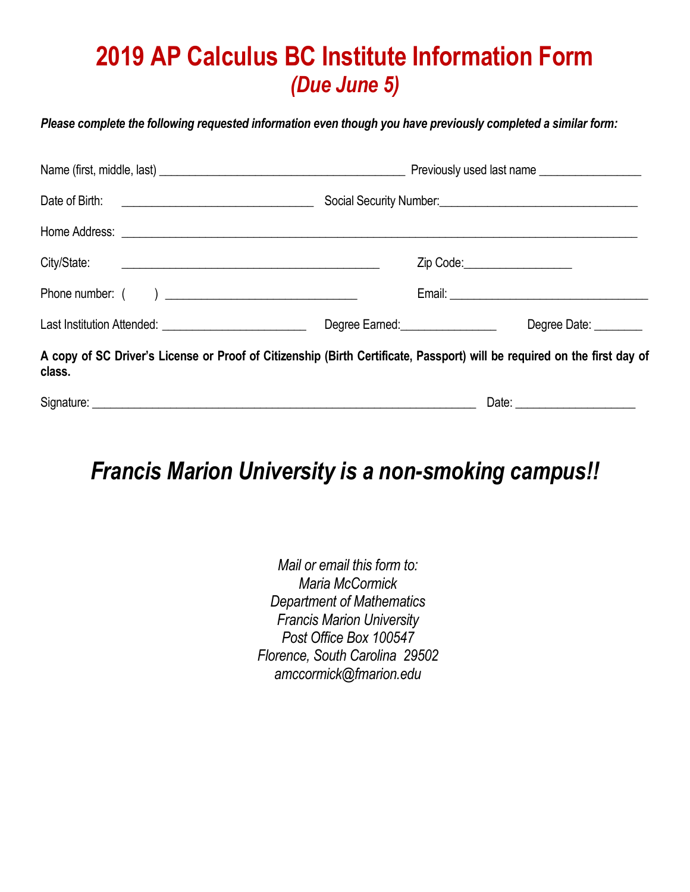# 2019 AP Calculus BC Institute Information Form
## *(Due June 5)*

***Please complete the following requested information even though you have previously completed a similar form:***

Name (first, middle, last) ________________________________________ Previously used last name ________________

Date of Birth: _______________________________ Social Security Number:_______________________________

Home Address: ________________________________________________________________________________

City/State: __________________________________________ Zip Code:_________________

Phone number: (     ) ______________________________ Email: ________________________________

Last Institution Attended: _______________________ Degree Earned:_______________ Degree Date: ________

**A copy of SC Driver's License or Proof of Citizenship (Birth Certificate, Passport) will be required on the first day of class.**

Signature: ______________________________________________________________ Date: ___________________

## *Francis Marion University is a non-smoking campus!!*

*Mail or email this form to:*
*Maria McCormick*
*Department of Mathematics*
*Francis Marion University*
*Post Office Box 100547*
*Florence, South Carolina 29502*
*amccormick@fmarion.edu*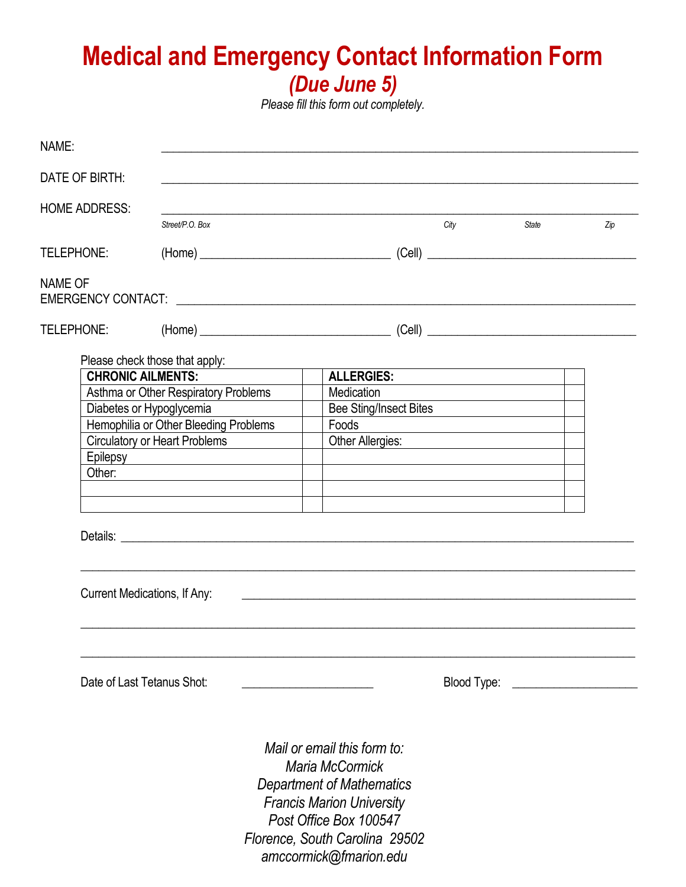# Medical and Emergency Contact Information Form

## *(Due June 5)*

*Please fill this form out completely.*

NAME: ______________________________________________________________________

DATE OF BIRTH: ______________________________________________________________

HOME ADDRESS: ______________________________________________________________

*Street/P.O. Box* *City* *State* *Zip*

TELEPHONE: (Home) ______________________________ (Cell) ______________________________

NAME OF EMERGENCY CONTACT: ___________________________________________________

TELEPHONE: (Home) ______________________________ (Cell) ______________________________

Please check those that apply:

| **CHRONIC AILMENTS:** | | **ALLERGIES:** | |
|---|---|---|---|
| Asthma or Other Respiratory Problems | | Medication | |
| Diabetes or Hypoglycemia | | Bee Sting/Insect Bites | |
| Hemophilia or Other Bleeding Problems | | Foods | |
| Circulatory or Heart Problems | | Other Allergies: | |
| Epilepsy | | | |
| Other: | | | |
| | | | |
| | | | |

Details: ______________________________________________________________________

______________________________________________________________________________

Current Medications, If Any: ___________________________________________________

______________________________________________________________________________

______________________________________________________________________________

Date of Last Tetanus Shot: ____________________ Blood Type: ____________________

*Mail or email this form to:*
*Maria McCormick*
*Department of Mathematics*
*Francis Marion University*
*Post Office Box 100547*
*Florence, South Carolina 29502*
*amccormick@fmarion.edu*